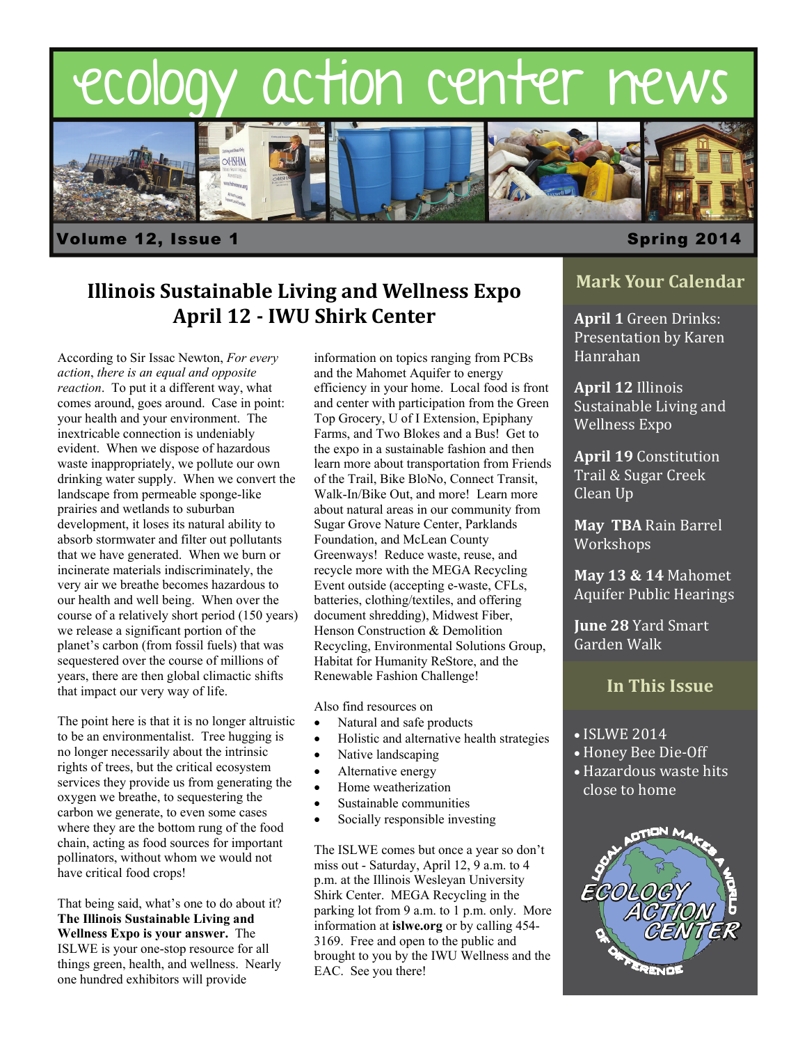# ecology action center news

**Volume 12, Issue 1** **Spring 2014**

## Illinois Sustainable Living and Wellness Expo April 12 - IWU Shirk Center

According to Sir Issac Newton, *For every action, there is an equal and opposite reaction*. To put it a different way, what comes around, goes around. Case in point: your health and your environment. The inextricable connection is undeniably evident. When we dispose of hazardous waste inappropriately, we pollute our own drinking water supply. When we convert the landscape from permeable sponge-like prairies and wetlands to suburban development, it loses its natural ability to absorb stormwater and filter out pollutants that we have generated. When we burn or incinerate materials indiscriminately, the very air we breathe becomes hazardous to our health and well being. When over the course of a relatively short period (150 years) we release a significant portion of the planet's carbon (from fossil fuels) that was sequestered over the course of millions of years, there are then global climactic shifts that impact our very way of life.

The point here is that it is no longer altruistic to be an environmentalist. Tree hugging is no longer necessarily about the intrinsic rights of trees, but the critical ecosystem services they provide us from generating the oxygen we breathe, to sequestering the carbon we generate, to even some cases where they are the bottom rung of the food chain, acting as food sources for important pollinators, without whom we would not have critical food crops!

That being said, what's one to do about it? **The Illinois Sustainable Living and Wellness Expo is your answer.** The ISLWE is your one-stop resource for all things green, health, and wellness. Nearly one hundred exhibitors will provide information on topics ranging from PCBs and the Mahomet Aquifer to energy efficiency in your home. Local food is front and center with participation from the Green Top Grocery, U of I Extension, Epiphany Farms, and Two Blokes and a Bus! Get to the expo in a sustainable fashion and then learn more about transportation from Friends of the Trail, Bike BloNo, Connect Transit, Walk-In/Bike Out, and more! Learn more about natural areas in our community from Sugar Grove Nature Center, Parklands Foundation, and McLean County Greenways! Reduce waste, reuse, and recycle more with the MEGA Recycling Event outside (accepting e-waste, CFLs, batteries, clothing/textiles, and offering document shredding), Midwest Fiber, Henson Construction & Demolition Recycling, Environmental Solutions Group, Habitat for Humanity ReStore, and the Renewable Fashion Challenge!

Also find resources on

- Natural and safe products
- Holistic and alternative health strategies
- Native landscaping
- Alternative energy
- Home weatherization
- Sustainable communities
- Socially responsible investing

The ISLWE comes but once a year so don't miss out - Saturday, April 12, 9 a.m. to 4 p.m. at the Illinois Wesleyan University Shirk Center. MEGA Recycling in the parking lot from 9 a.m. to 1 p.m. only. More information at **islwe.org** or by calling 454-3169. Free and open to the public and brought to you by the IWU Wellness and the EAC. See you there!

## Mark Your Calendar

**April 1** Green Drinks: Presentation by Karen Hanrahan

**April 12** Illinois Sustainable Living and Wellness Expo

**April 19** Constitution Trail & Sugar Creek Clean Up

**May TBA** Rain Barrel Workshops

**May 13 & 14** Mahomet Aquifer Public Hearings

**June 28** Yard Smart Garden Walk

## In This Issue

- ISLWE 2014
- Honey Bee Die-Off
- Hazardous waste hits close to home

Local Action Makes a World of Difference — Ecology Action Center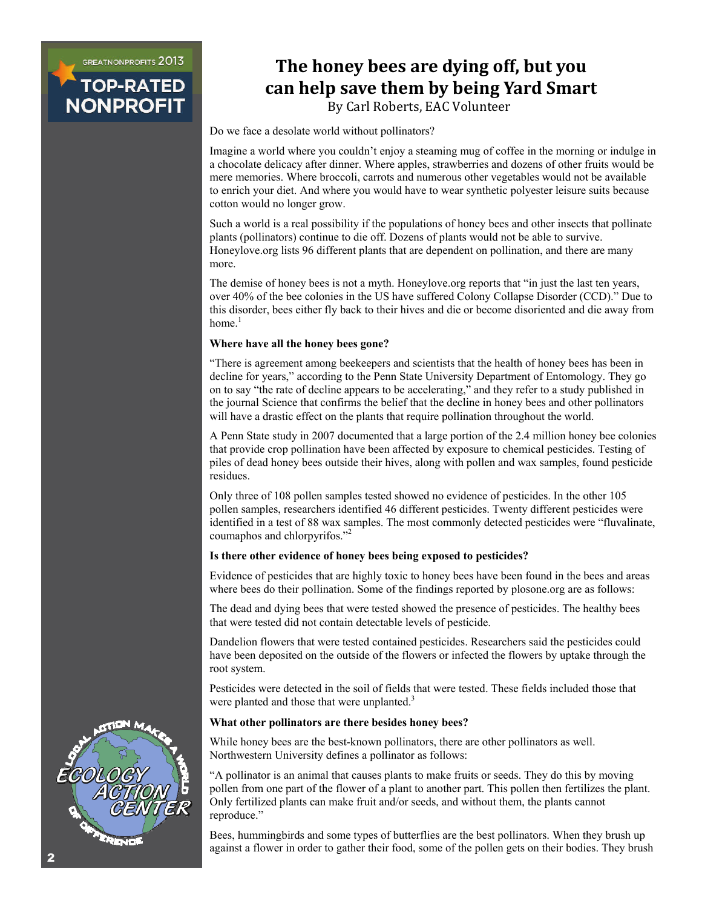# The honey bees are dying off, but you can help save them by being Yard Smart

By Carl Roberts, EAC Volunteer

Do we face a desolate world without pollinators?

Imagine a world where you couldn't enjoy a steaming mug of coffee in the morning or indulge in a chocolate delicacy after dinner. Where apples, strawberries and dozens of other fruits would be mere memories. Where broccoli, carrots and numerous other vegetables would not be available to enrich your diet. And where you would have to wear synthetic polyester leisure suits because cotton would no longer grow.

Such a world is a real possibility if the populations of honey bees and other insects that pollinate plants (pollinators) continue to die off. Dozens of plants would not be able to survive. Honeylove.org lists 96 different plants that are dependent on pollination, and there are many more.

The demise of honey bees is not a myth. Honeylove.org reports that "in just the last ten years, over 40% of the bee colonies in the US have suffered Colony Collapse Disorder (CCD)." Due to this disorder, bees either fly back to their hives and die or become disoriented and die away from home.[1]

**Where have all the honey bees gone?**

"There is agreement among beekeepers and scientists that the health of honey bees has been in decline for years," according to the Penn State University Department of Entomology. They go on to say "the rate of decline appears to be accelerating," and they refer to a study published in the journal Science that confirms the belief that the decline in honey bees and other pollinators will have a drastic effect on the plants that require pollination throughout the world.

A Penn State study in 2007 documented that a large portion of the 2.4 million honey bee colonies that provide crop pollination have been affected by exposure to chemical pesticides. Testing of piles of dead honey bees outside their hives, along with pollen and wax samples, found pesticide residues.

Only three of 108 pollen samples tested showed no evidence of pesticides. In the other 105 pollen samples, researchers identified 46 different pesticides. Twenty different pesticides were identified in a test of 88 wax samples. The most commonly detected pesticides were "fluvalinate, coumaphos and chlorpyrifos."[2]

**Is there other evidence of honey bees being exposed to pesticides?**

Evidence of pesticides that are highly toxic to honey bees have been found in the bees and areas where bees do their pollination. Some of the findings reported by plosone.org are as follows:

The dead and dying bees that were tested showed the presence of pesticides. The healthy bees that were tested did not contain detectable levels of pesticide.

Dandelion flowers that were tested contained pesticides. Researchers said the pesticides could have been deposited on the outside of the flowers or infected the flowers by uptake through the root system.

Pesticides were detected in the soil of fields that were tested. These fields included those that were planted and those that were unplanted.[3]

**What other pollinators are there besides honey bees?**

While honey bees are the best-known pollinators, there are other pollinators as well. Northwestern University defines a pollinator as follows:

"A pollinator is an animal that causes plants to make fruits or seeds. They do this by moving pollen from one part of the flower of a plant to another part. This pollen then fertilizes the plant. Only fertilized plants can make fruit and/or seeds, and without them, the plants cannot reproduce."

Bees, hummingbirds and some types of butterflies are the best pollinators. When they brush up against a flower in order to gather their food, some of the pollen gets on their bodies. They brush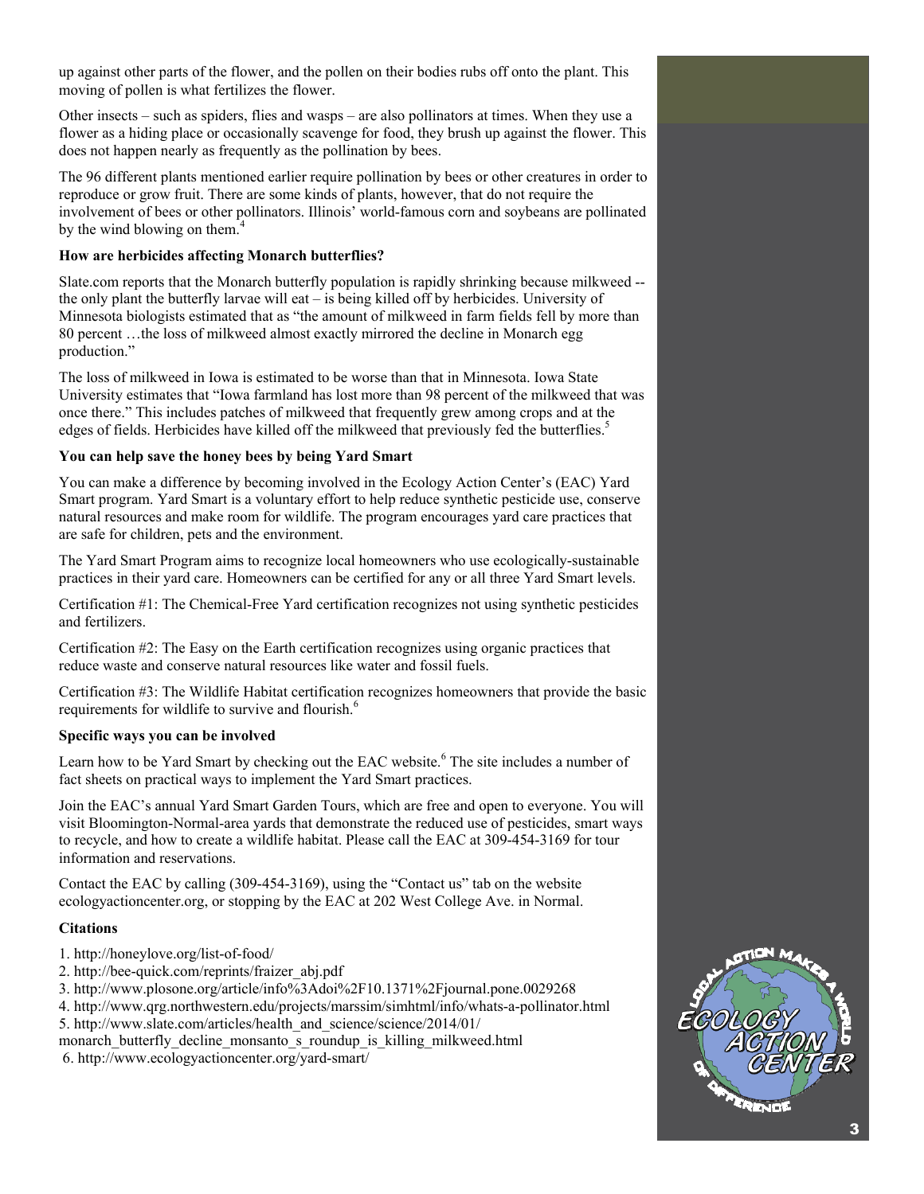up against other parts of the flower, and the pollen on their bodies rubs off onto the plant. This moving of pollen is what fertilizes the flower.

Other insects – such as spiders, flies and wasps – are also pollinators at times. When they use a flower as a hiding place or occasionally scavenge for food, they brush up against the flower. This does not happen nearly as frequently as the pollination by bees.

The 96 different plants mentioned earlier require pollination by bees or other creatures in order to reproduce or grow fruit. There are some kinds of plants, however, that do not require the involvement of bees or other pollinators. Illinois' world-famous corn and soybeans are pollinated by the wind blowing on them.[4]

**How are herbicides affecting Monarch butterflies?**

Slate.com reports that the Monarch butterfly population is rapidly shrinking because milkweed -- the only plant the butterfly larvae will eat – is being killed off by herbicides. University of Minnesota biologists estimated that as "the amount of milkweed in farm fields fell by more than 80 percent …the loss of milkweed almost exactly mirrored the decline in Monarch egg production."

The loss of milkweed in Iowa is estimated to be worse than that in Minnesota. Iowa State University estimates that "Iowa farmland has lost more than 98 percent of the milkweed that was once there." This includes patches of milkweed that frequently grew among crops and at the edges of fields. Herbicides have killed off the milkweed that previously fed the butterflies.[5]

**You can help save the honey bees by being Yard Smart**

You can make a difference by becoming involved in the Ecology Action Center's (EAC) Yard Smart program. Yard Smart is a voluntary effort to help reduce synthetic pesticide use, conserve natural resources and make room for wildlife. The program encourages yard care practices that are safe for children, pets and the environment.

The Yard Smart Program aims to recognize local homeowners who use ecologically-sustainable practices in their yard care. Homeowners can be certified for any or all three Yard Smart levels.

Certification #1: The Chemical-Free Yard certification recognizes not using synthetic pesticides and fertilizers.

Certification #2: The Easy on the Earth certification recognizes using organic practices that reduce waste and conserve natural resources like water and fossil fuels.

Certification #3: The Wildlife Habitat certification recognizes homeowners that provide the basic requirements for wildlife to survive and flourish.[6]

**Specific ways you can be involved**

Learn how to be Yard Smart by checking out the EAC website.[6] The site includes a number of fact sheets on practical ways to implement the Yard Smart practices.

Join the EAC's annual Yard Smart Garden Tours, which are free and open to everyone. You will visit Bloomington-Normal-area yards that demonstrate the reduced use of pesticides, smart ways to recycle, and how to create a wildlife habitat. Please call the EAC at 309-454-3169 for tour information and reservations.

Contact the EAC by calling (309-454-3169), using the "Contact us" tab on the website ecologyactioncenter.org, or stopping by the EAC at 202 West College Ave. in Normal.

**Citations**

1. http://honeylove.org/list-of-food/
2. http://bee-quick.com/reprints/fraizer_abj.pdf
3. http://www.plosone.org/article/info%3Adoi%2F10.1371%2Fjournal.pone.0029268
4. http://www.qrg.northwestern.edu/projects/marssim/simhtml/info/whats-a-pollinator.html
5. http://www.slate.com/articles/health_and_science/science/2014/01/monarch_butterfly_decline_monsanto_s_roundup_is_killing_milkweed.html
6. http://www.ecologyactioncenter.org/yard-smart/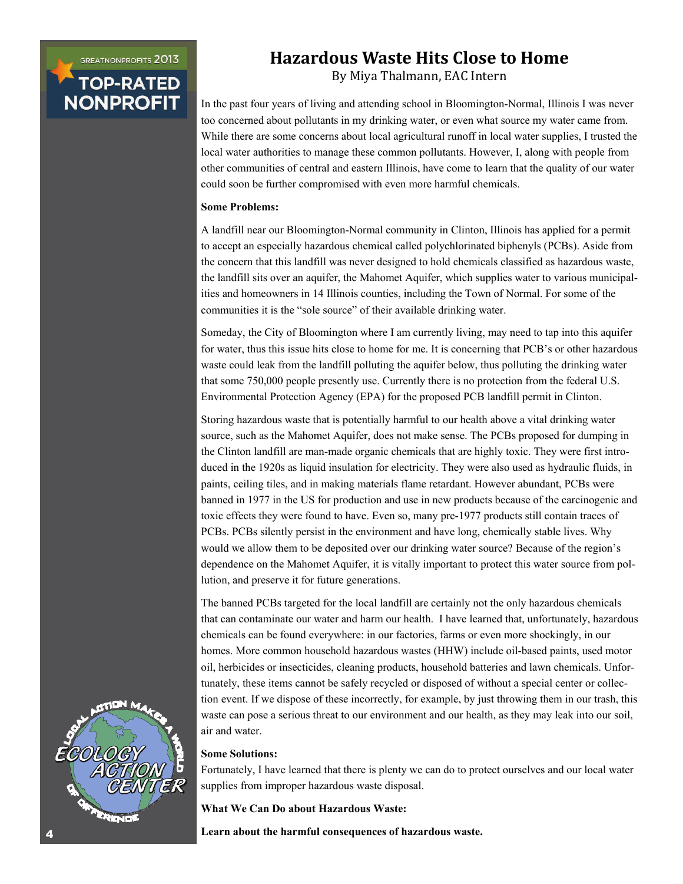# Hazardous Waste Hits Close to Home

By Miya Thalmann, EAC Intern

In the past four years of living and attending school in Bloomington-Normal, Illinois I was never too concerned about pollutants in my drinking water, or even what source my water came from. While there are some concerns about local agricultural runoff in local water supplies, I trusted the local water authorities to manage these common pollutants. However, I, along with people from other communities of central and eastern Illinois, have come to learn that the quality of our water could soon be further compromised with even more harmful chemicals.

**Some Problems:**

A landfill near our Bloomington-Normal community in Clinton, Illinois has applied for a permit to accept an especially hazardous chemical called polychlorinated biphenyls (PCBs). Aside from the concern that this landfill was never designed to hold chemicals classified as hazardous waste, the landfill sits over an aquifer, the Mahomet Aquifer, which supplies water to various municipalities and homeowners in 14 Illinois counties, including the Town of Normal. For some of the communities it is the "sole source" of their available drinking water.

Someday, the City of Bloomington where I am currently living, may need to tap into this aquifer for water, thus this issue hits close to home for me. It is concerning that PCB's or other hazardous waste could leak from the landfill polluting the aquifer below, thus polluting the drinking water that some 750,000 people presently use. Currently there is no protection from the federal U.S. Environmental Protection Agency (EPA) for the proposed PCB landfill permit in Clinton.

Storing hazardous waste that is potentially harmful to our health above a vital drinking water source, such as the Mahomet Aquifer, does not make sense. The PCBs proposed for dumping in the Clinton landfill are man-made organic chemicals that are highly toxic. They were first introduced in the 1920s as liquid insulation for electricity. They were also used as hydraulic fluids, in paints, ceiling tiles, and in making materials flame retardant. However abundant, PCBs were banned in 1977 in the US for production and use in new products because of the carcinogenic and toxic effects they were found to have. Even so, many pre-1977 products still contain traces of PCBs. PCBs silently persist in the environment and have long, chemically stable lives. Why would we allow them to be deposited over our drinking water source? Because of the region's dependence on the Mahomet Aquifer, it is vitally important to protect this water source from pollution, and preserve it for future generations.

The banned PCBs targeted for the local landfill are certainly not the only hazardous chemicals that can contaminate our water and harm our health. I have learned that, unfortunately, hazardous chemicals can be found everywhere: in our factories, farms or even more shockingly, in our homes. More common household hazardous wastes (HHW) include oil-based paints, used motor oil, herbicides or insecticides, cleaning products, household batteries and lawn chemicals. Unfortunately, these items cannot be safely recycled or disposed of without a special center or collection event. If we dispose of these incorrectly, for example, by just throwing them in our trash, this waste can pose a serious threat to our environment and our health, as they may leak into our soil, air and water.

**Some Solutions:**

Fortunately, I have learned that there is plenty we can do to protect ourselves and our local water supplies from improper hazardous waste disposal.

**What We Can Do about Hazardous Waste:**

**Learn about the harmful consequences of hazardous waste.**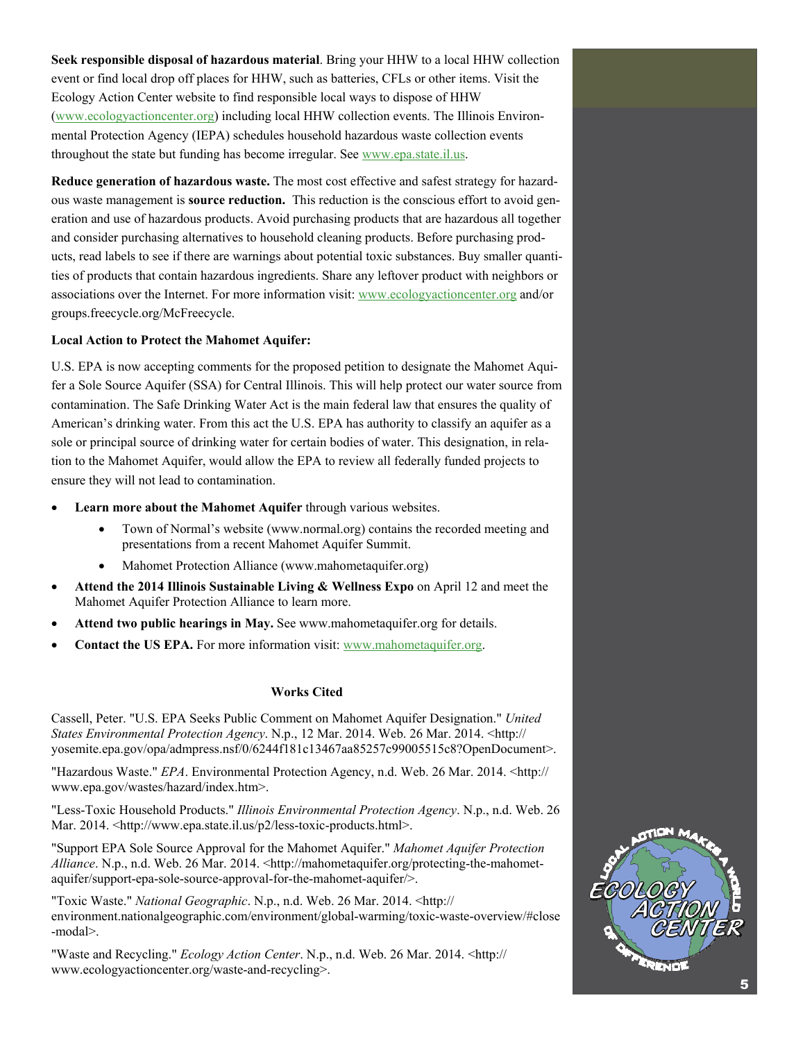**Seek responsible disposal of hazardous material**. Bring your HHW to a local HHW collection event or find local drop off places for HHW, such as batteries, CFLs or other items. Visit the Ecology Action Center website to find responsible local ways to dispose of HHW (www.ecologyactioncenter.org) including local HHW collection events. The Illinois Environmental Protection Agency (IEPA) schedules household hazardous waste collection events throughout the state but funding has become irregular. See www.epa.state.il.us.

**Reduce generation of hazardous waste.** The most cost effective and safest strategy for hazardous waste management is **source reduction.** This reduction is the conscious effort to avoid generation and use of hazardous products. Avoid purchasing products that are hazardous all together and consider purchasing alternatives to household cleaning products. Before purchasing products, read labels to see if there are warnings about potential toxic substances. Buy smaller quantities of products that contain hazardous ingredients. Share any leftover product with neighbors or associations over the Internet. For more information visit: www.ecologyactioncenter.org and/or groups.freecycle.org/McFreecycle.

**Local Action to Protect the Mahomet Aquifer:**

U.S. EPA is now accepting comments for the proposed petition to designate the Mahomet Aquifer a Sole Source Aquifer (SSA) for Central Illinois. This will help protect our water source from contamination. The Safe Drinking Water Act is the main federal law that ensures the quality of American's drinking water. From this act the U.S. EPA has authority to classify an aquifer as a sole or principal source of drinking water for certain bodies of water. This designation, in relation to the Mahomet Aquifer, would allow the EPA to review all federally funded projects to ensure they will not lead to contamination.

- **Learn more about the Mahomet Aquifer** through various websites.
    - Town of Normal's website (www.normal.org) contains the recorded meeting and presentations from a recent Mahomet Aquifer Summit.
    - Mahomet Protection Alliance (www.mahometaquifer.org)
- **Attend the 2014 Illinois Sustainable Living & Wellness Expo** on April 12 and meet the Mahomet Aquifer Protection Alliance to learn more.
- **Attend two public hearings in May.** See www.mahometaquifer.org for details.
- **Contact the US EPA.** For more information visit: www.mahometaquifer.org.

**Works Cited**

Cassell, Peter. "U.S. EPA Seeks Public Comment on Mahomet Aquifer Designation." *United States Environmental Protection Agency*. N.p., 12 Mar. 2014. Web. 26 Mar. 2014. <http://yosemite.epa.gov/opa/admpress.nsf/0/6244f181c13467aa85257c99005515c8?OpenDocument>.

"Hazardous Waste." *EPA*. Environmental Protection Agency, n.d. Web. 26 Mar. 2014. <http://www.epa.gov/wastes/hazard/index.htm>.

"Less-Toxic Household Products." *Illinois Environmental Protection Agency*. N.p., n.d. Web. 26 Mar. 2014. <http://www.epa.state.il.us/p2/less-toxic-products.html>.

"Support EPA Sole Source Approval for the Mahomet Aquifer." *Mahomet Aquifer Protection Alliance*. N.p., n.d. Web. 26 Mar. 2014. <http://mahometaquifer.org/protecting-the-mahomet-aquifer/support-epa-sole-source-approval-for-the-mahomet-aquifer/>.

"Toxic Waste." *National Geographic*. N.p., n.d. Web. 26 Mar. 2014. <http://environment.nationalgeographic.com/environment/global-warming/toxic-waste-overview/#close-modal>.

"Waste and Recycling." *Ecology Action Center*. N.p., n.d. Web. 26 Mar. 2014. <http://www.ecologyactioncenter.org/waste-and-recycling>.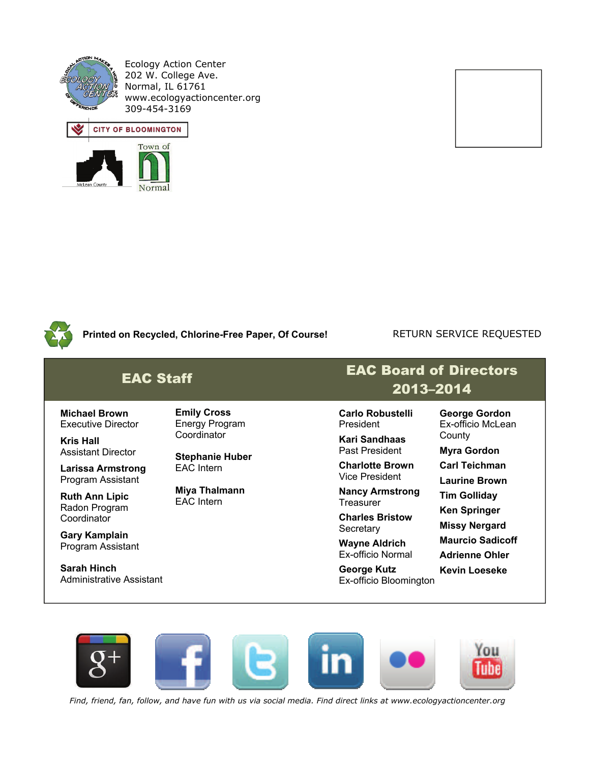Ecology Action Center
202 W. College Ave.
Normal, IL 61761
www.ecologyactioncenter.org
309-454-3169

CITY OF BLOOMINGTON

McLean County

Town of Normal

**Printed on Recycled, Chlorine-Free Paper, Of Course!**

RETURN SERVICE REQUESTED

## EAC Staff

**Michael Brown**
Executive Director

**Kris Hall**
Assistant Director

**Larissa Armstrong**
Program Assistant

**Ruth Ann Lipic**
Radon Program Coordinator

**Gary Kamplain**
Program Assistant

**Sarah Hinch**
Administrative Assistant

**Emily Cross**
Energy Program Coordinator

**Stephanie Huber**
EAC Intern

**Miya Thalmann**
EAC Intern

## EAC Board of Directors 2013–2014

**Carlo Robustelli**
President

**Kari Sandhaas**
Past President

**Charlotte Brown**
Vice President

**Nancy Armstrong**
Treasurer

**Charles Bristow**
Secretary

**Wayne Aldrich**
Ex-officio Normal

**George Kutz**
Ex-officio Bloomington

**George Gordon**
Ex-officio McLean County

**Myra Gordon**

**Carl Teichman**

**Laurine Brown**

**Tim Golliday**

**Ken Springer**

**Missy Nergard**

**Maurcio Sadicoff**

**Adrienne Ohler**

**Kevin Loeseke**

*Find, friend, fan, follow, and have fun with us via social media. Find direct links at www.ecologyactioncenter.org*